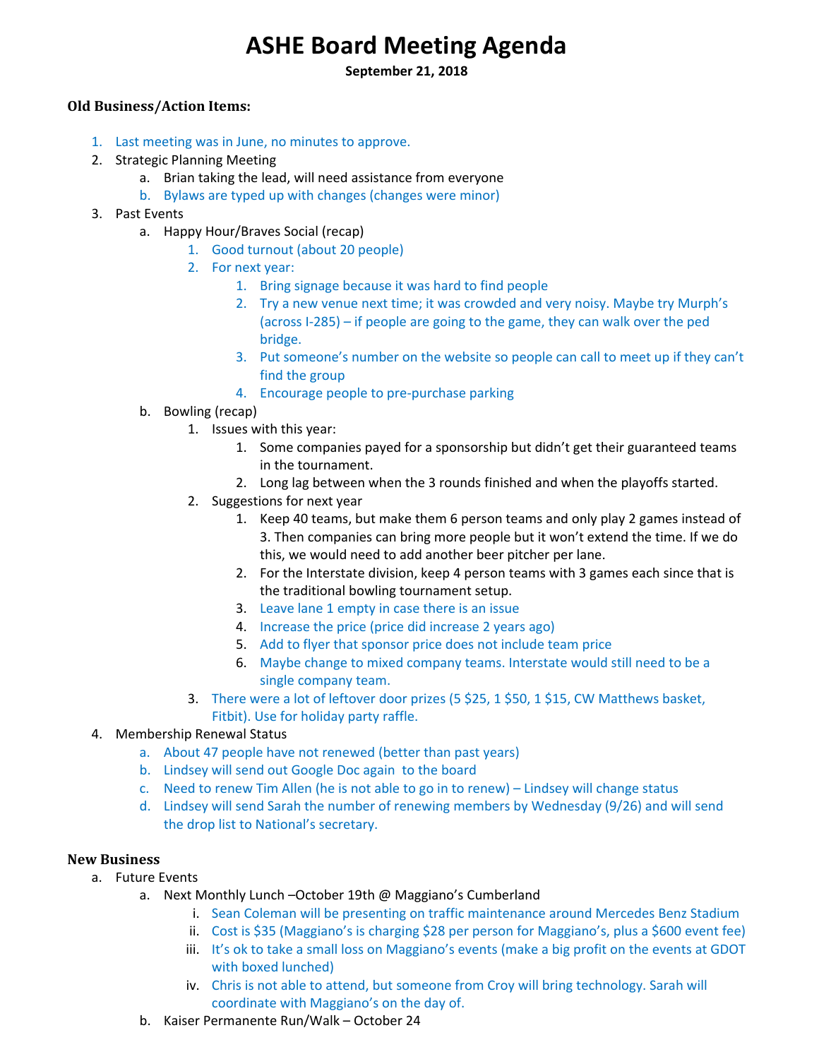# ASHE Board Meeting Agenda

**September 21, 2018**

### Old Business/Action Items:

1. Last meeting was in June, no minutes to approve.
2. Strategic Planning Meeting
   a. Brian taking the lead, will need assistance from everyone
   b. Bylaws are typed up with changes (changes were minor)
3. Past Events
   a. Happy Hour/Braves Social (recap)
      1. Good turnout (about 20 people)
      2. For next year:
         1. Bring signage because it was hard to find people
         2. Try a new venue next time; it was crowded and very noisy. Maybe try Murph's (across I-285) – if people are going to the game, they can walk over the ped bridge.
         3. Put someone's number on the website so people can call to meet up if they can't find the group
         4. Encourage people to pre-purchase parking
   b. Bowling (recap)
      1. Issues with this year:
         1. Some companies payed for a sponsorship but didn't get their guaranteed teams in the tournament.
         2. Long lag between when the 3 rounds finished and when the playoffs started.
      2. Suggestions for next year
         1. Keep 40 teams, but make them 6 person teams and only play 2 games instead of 3. Then companies can bring more people but it won't extend the time. If we do this, we would need to add another beer pitcher per lane.
         2. For the Interstate division, keep 4 person teams with 3 games each since that is the traditional bowling tournament setup.
         3. Leave lane 1 empty in case there is an issue
         4. Increase the price (price did increase 2 years ago)
         5. Add to flyer that sponsor price does not include team price
         6. Maybe change to mixed company teams. Interstate would still need to be a single company team.
      3. There were a lot of leftover door prizes (5 $25, 1 $50, 1 $15, CW Matthews basket, Fitbit). Use for holiday party raffle.
4. Membership Renewal Status
   a. About 47 people have not renewed (better than past years)
   b. Lindsey will send out Google Doc again to the board
   c. Need to renew Tim Allen (he is not able to go in to renew) – Lindsey will change status
   d. Lindsey will send Sarah the number of renewing members by Wednesday (9/26) and will send the drop list to National's secretary.

### New Business

a. Future Events
   a. Next Monthly Lunch –October 19th @ Maggiano's Cumberland
      i. Sean Coleman will be presenting on traffic maintenance around Mercedes Benz Stadium
      ii. Cost is $35 (Maggiano's is charging $28 per person for Maggiano's, plus a $600 event fee)
      iii. It's ok to take a small loss on Maggiano's events (make a big profit on the events at GDOT with boxed lunched)
      iv. Chris is not able to attend, but someone from Croy will bring technology. Sarah will coordinate with Maggiano's on the day of.
   b. Kaiser Permanente Run/Walk – October 24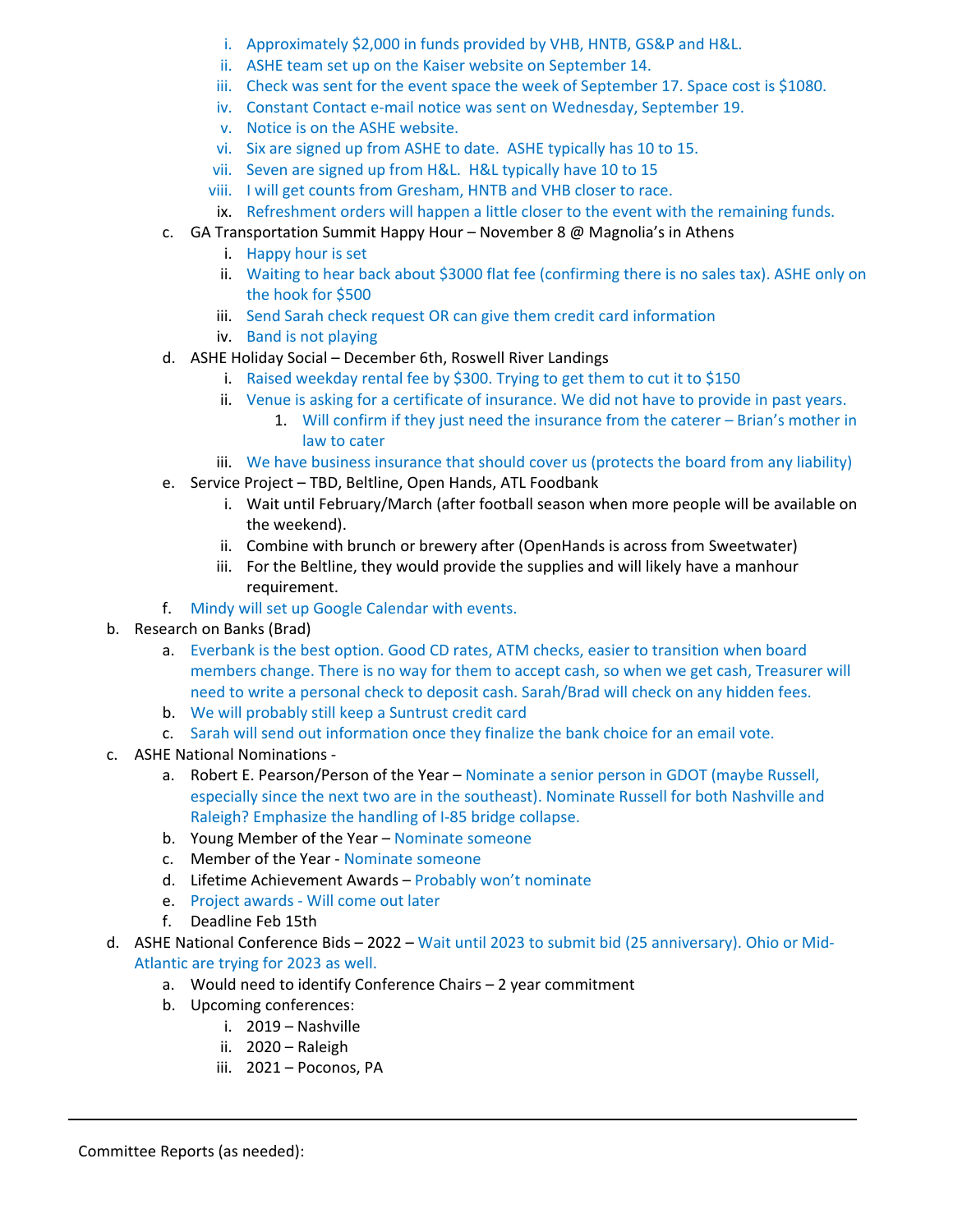i. Approximately $2,000 in funds provided by VHB, HNTB, GS&P and H&L.
ii. ASHE team set up on the Kaiser website on September 14.
iii. Check was sent for the event space the week of September 17. Space cost is $1080.
iv. Constant Contact e-mail notice was sent on Wednesday, September 19.
v. Notice is on the ASHE website.
vi. Six are signed up from ASHE to date. ASHE typically has 10 to 15.
vii. Seven are signed up from H&L. H&L typically have 10 to 15
viii. I will get counts from Gresham, HNTB and VHB closer to race.
ix. Refreshment orders will happen a little closer to the event with the remaining funds.

c. GA Transportation Summit Happy Hour – November 8 @ Magnolia's in Athens
   i. Happy hour is set
   ii. Waiting to hear back about $3000 flat fee (confirming there is no sales tax). ASHE only on the hook for $500
   iii. Send Sarah check request OR can give them credit card information
   iv. Band is not playing

d. ASHE Holiday Social – December 6th, Roswell River Landings
   i. Raised weekday rental fee by $300. Trying to get them to cut it to $150
   ii. Venue is asking for a certificate of insurance. We did not have to provide in past years.
      1. Will confirm if they just need the insurance from the caterer – Brian's mother in law to cater
   iii. We have business insurance that should cover us (protects the board from any liability)

e. Service Project – TBD, Beltline, Open Hands, ATL Foodbank
   i. Wait until February/March (after football season when more people will be available on the weekend).
   ii. Combine with brunch or brewery after (OpenHands is across from Sweetwater)
   iii. For the Beltline, they would provide the supplies and will likely have a manhour requirement.

f. Mindy will set up Google Calendar with events.

b. Research on Banks (Brad)
   a. Everbank is the best option. Good CD rates, ATM checks, easier to transition when board members change. There is no way for them to accept cash, so when we get cash, Treasurer will need to write a personal check to deposit cash. Sarah/Brad will check on any hidden fees.
   b. We will probably still keep a Suntrust credit card
   c. Sarah will send out information once they finalize the bank choice for an email vote.

c. ASHE National Nominations -
   a. Robert E. Pearson/Person of the Year – Nominate a senior person in GDOT (maybe Russell, especially since the next two are in the southeast). Nominate Russell for both Nashville and Raleigh? Emphasize the handling of I-85 bridge collapse.
   b. Young Member of the Year – Nominate someone
   c. Member of the Year - Nominate someone
   d. Lifetime Achievement Awards – Probably won't nominate
   e. Project awards - Will come out later
   f. Deadline Feb 15th

d. ASHE National Conference Bids – 2022 – Wait until 2023 to submit bid (25 anniversary). Ohio or Mid-Atlantic are trying for 2023 as well.
   a. Would need to identify Conference Chairs – 2 year commitment
   b. Upcoming conferences:
      i. 2019 – Nashville
      ii. 2020 – Raleigh
      iii. 2021 – Poconos, PA

---

Committee Reports (as needed):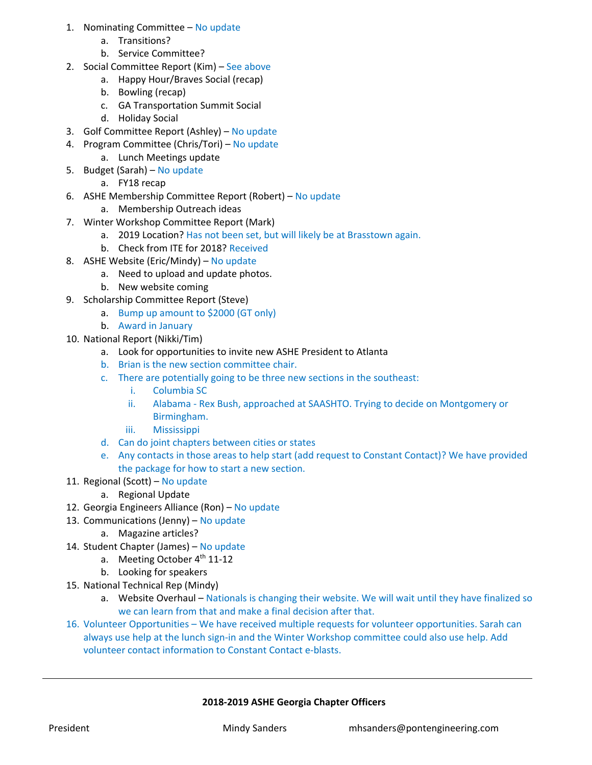1. Nominating Committee – No update
    a. Transitions?
    b. Service Committee?
2. Social Committee Report (Kim) – See above
    a. Happy Hour/Braves Social (recap)
    b. Bowling (recap)
    c. GA Transportation Summit Social
    d. Holiday Social
3. Golf Committee Report (Ashley) – No update
4. Program Committee (Chris/Tori) – No update
    a. Lunch Meetings update
5. Budget (Sarah) – No update
    a. FY18 recap
6. ASHE Membership Committee Report (Robert) – No update
    a. Membership Outreach ideas
7. Winter Workshop Committee Report (Mark)
    a. 2019 Location? Has not been set, but will likely be at Brasstown again.
    b. Check from ITE for 2018? Received
8. ASHE Website (Eric/Mindy) – No update
    a. Need to upload and update photos.
    b. New website coming
9. Scholarship Committee Report (Steve)
    a. Bump up amount to $2000 (GT only)
    b. Award in January
10. National Report (Nikki/Tim)
    a. Look for opportunities to invite new ASHE President to Atlanta
    b. Brian is the new section committee chair.
    c. There are potentially going to be three new sections in the southeast:
        i. Columbia SC
        ii. Alabama - Rex Bush, approached at SAASHTO. Trying to decide on Montgomery or Birmingham.
        iii. Mississippi
    d. Can do joint chapters between cities or states
    e. Any contacts in those areas to help start (add request to Constant Contact)? We have provided the package for how to start a new section.
11. Regional (Scott) – No update
    a. Regional Update
12. Georgia Engineers Alliance (Ron) – No update
13. Communications (Jenny) – No update
    a. Magazine articles?
14. Student Chapter (James) – No update
    a. Meeting October 4th 11-12
    b. Looking for speakers
15. National Technical Rep (Mindy)
    a. Website Overhaul – Nationals is changing their website. We will wait until they have finalized so we can learn from that and make a final decision after that.
16. Volunteer Opportunities – We have received multiple requests for volunteer opportunities. Sarah can always use help at the lunch sign-in and the Winter Workshop committee could also use help. Add volunteer contact information to Constant Contact e-blasts.

---

**2018-2019 ASHE Georgia Chapter Officers**

| | | |
|---|---|---|
| President | Mindy Sanders | mhsanders@pontengineering.com |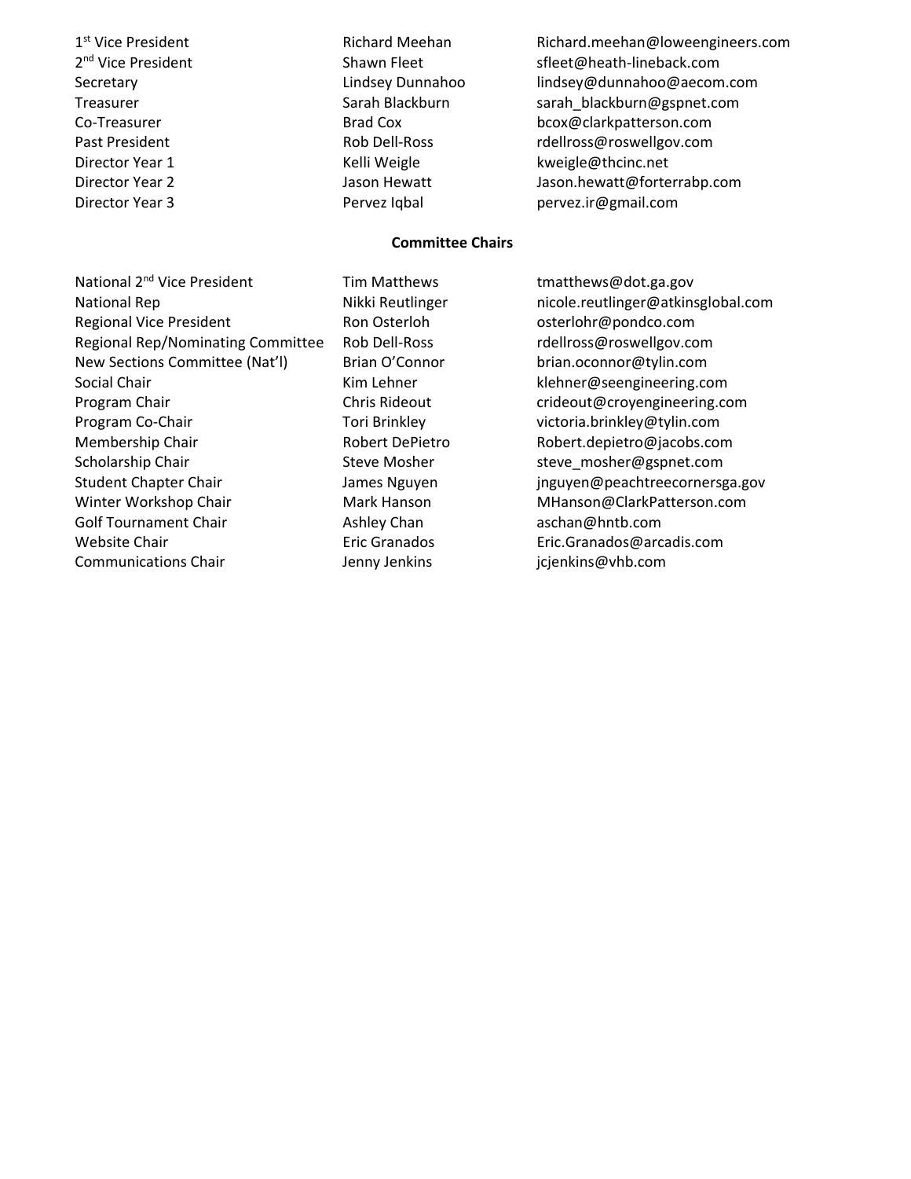| | | |
|---|---|---|
| 1st Vice President | Richard Meehan | Richard.meehan@loweengineers.com |
| 2nd Vice President | Shawn Fleet | sfleet@heath-lineback.com |
| Secretary | Lindsey Dunnahoo | lindsey@dunnahoo@aecom.com |
| Treasurer | Sarah Blackburn | sarah_blackburn@gspnet.com |
| Co-Treasurer | Brad Cox | bcox@clarkpatterson.com |
| Past President | Rob Dell-Ross | rdellross@roswellgov.com |
| Director Year 1 | Kelli Weigle | kweigle@thcinc.net |
| Director Year 2 | Jason Hewatt | Jason.hewatt@forterrabp.com |
| Director Year 3 | Pervez Iqbal | pervez.ir@gmail.com |

**Committee Chairs**

| | | |
|---|---|---|
| National 2nd Vice President | Tim Matthews | tmatthews@dot.ga.gov |
| National Rep | Nikki Reutlinger | nicole.reutlinger@atkinsglobal.com |
| Regional Vice President | Ron Osterloh | osterlohr@pondco.com |
| Regional Rep/Nominating Committee | Rob Dell-Ross | rdellross@roswellgov.com |
| New Sections Committee (Nat'l) | Brian O'Connor | brian.oconnor@tylin.com |
| Social Chair | Kim Lehner | klehner@seengineering.com |
| Program Chair | Chris Rideout | crideout@croyengineering.com |
| Program Co-Chair | Tori Brinkley | victoria.brinkley@tylin.com |
| Membership Chair | Robert DePietro | Robert.depietro@jacobs.com |
| Scholarship Chair | Steve Mosher | steve_mosher@gspnet.com |
| Student Chapter Chair | James Nguyen | jnguyen@peachtreecornersga.gov |
| Winter Workshop Chair | Mark Hanson | MHanson@ClarkPatterson.com |
| Golf Tournament Chair | Ashley Chan | aschan@hntb.com |
| Website Chair | Eric Granados | Eric.Granados@arcadis.com |
| Communications Chair | Jenny Jenkins | jcjenkins@vhb.com |